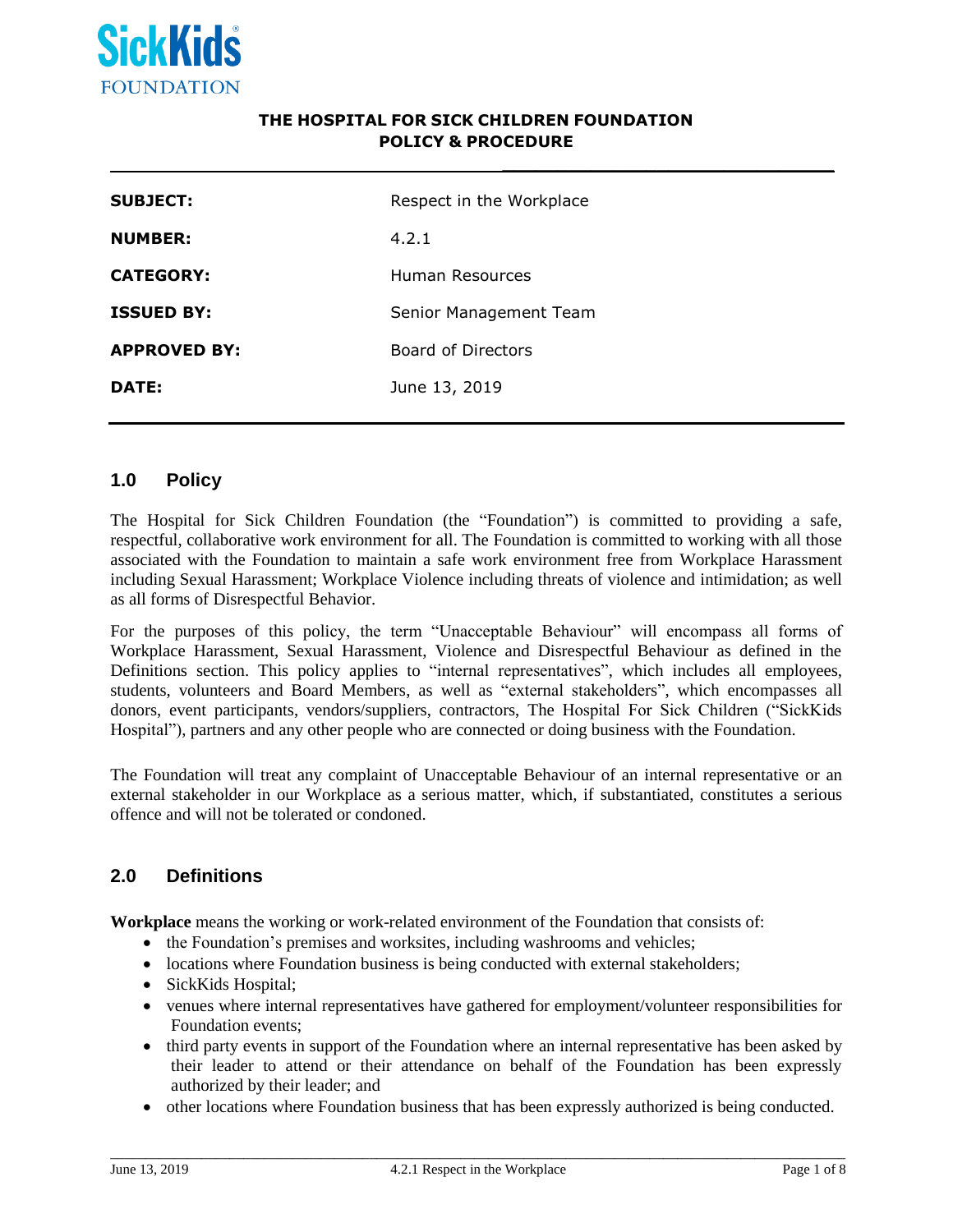**SickKids FOUNDATION**

**THE HOSPITAL FOR SICK CHILDREN FOUNDATION**
**POLICY & PROCEDURE**

| | |
|---|---|
| **SUBJECT:** | Respect in the Workplace |
| **NUMBER:** | 4.2.1 |
| **CATEGORY:** | Human Resources |
| **ISSUED BY:** | Senior Management Team |
| **APPROVED BY:** | Board of Directors |
| **DATE:** | June 13, 2019 |

## 1.0 Policy

The Hospital for Sick Children Foundation (the "Foundation") is committed to providing a safe, respectful, collaborative work environment for all. The Foundation is committed to working with all those associated with the Foundation to maintain a safe work environment free from Workplace Harassment including Sexual Harassment; Workplace Violence including threats of violence and intimidation; as well as all forms of Disrespectful Behavior.

For the purposes of this policy, the term "Unacceptable Behaviour" will encompass all forms of Workplace Harassment, Sexual Harassment, Violence and Disrespectful Behaviour as defined in the Definitions section. This policy applies to "internal representatives", which includes all employees, students, volunteers and Board Members, as well as "external stakeholders", which encompasses all donors, event participants, vendors/suppliers, contractors, The Hospital For Sick Children ("SickKids Hospital"), partners and any other people who are connected or doing business with the Foundation.

The Foundation will treat any complaint of Unacceptable Behaviour of an internal representative or an external stakeholder in our Workplace as a serious matter, which, if substantiated, constitutes a serious offence and will not be tolerated or condoned.

## 2.0 Definitions

**Workplace** means the working or work-related environment of the Foundation that consists of:

- the Foundation's premises and worksites, including washrooms and vehicles;
- locations where Foundation business is being conducted with external stakeholders;
- SickKids Hospital;
- venues where internal representatives have gathered for employment/volunteer responsibilities for Foundation events;
- third party events in support of the Foundation where an internal representative has been asked by their leader to attend or their attendance on behalf of the Foundation has been expressly authorized by their leader; and
- other locations where Foundation business that has been expressly authorized is being conducted.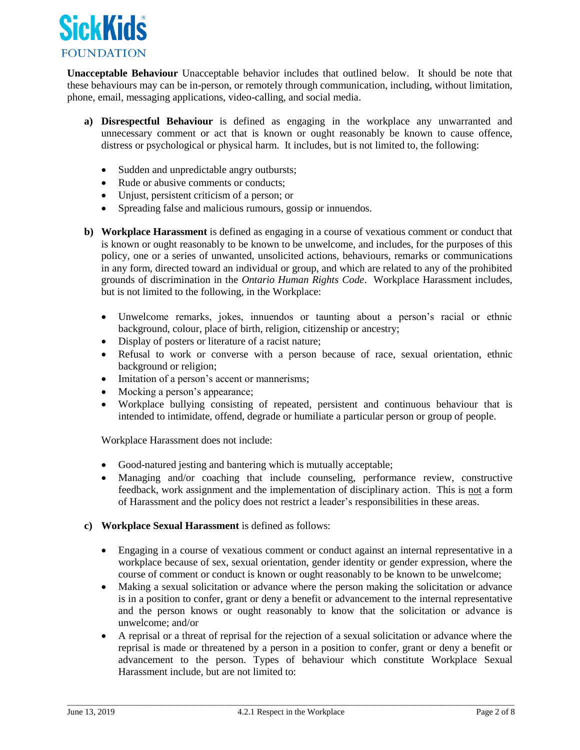**Unacceptable Behaviour** Unacceptable behavior includes that outlined below. It should be note that these behaviours may can be in-person, or remotely through communication, including, without limitation, phone, email, messaging applications, video-calling, and social media.

**a) Disrespectful Behaviour** is defined as engaging in the workplace any unwarranted and unnecessary comment or act that is known or ought reasonably be known to cause offence, distress or psychological or physical harm. It includes, but is not limited to, the following:

- Sudden and unpredictable angry outbursts;
- Rude or abusive comments or conducts;
- Unjust, persistent criticism of a person; or
- Spreading false and malicious rumours, gossip or innuendos.

**b) Workplace Harassment** is defined as engaging in a course of vexatious comment or conduct that is known or ought reasonably to be known to be unwelcome, and includes, for the purposes of this policy, one or a series of unwanted, unsolicited actions, behaviours, remarks or communications in any form, directed toward an individual or group, and which are related to any of the prohibited grounds of discrimination in the *Ontario Human Rights Code*. Workplace Harassment includes, but is not limited to the following, in the Workplace:

- Unwelcome remarks, jokes, innuendos or taunting about a person's racial or ethnic background, colour, place of birth, religion, citizenship or ancestry;
- Display of posters or literature of a racist nature;
- Refusal to work or converse with a person because of race, sexual orientation, ethnic background or religion;
- Imitation of a person's accent or mannerisms;
- Mocking a person's appearance;
- Workplace bullying consisting of repeated, persistent and continuous behaviour that is intended to intimidate, offend, degrade or humiliate a particular person or group of people.

Workplace Harassment does not include:

- Good-natured jesting and bantering which is mutually acceptable;
- Managing and/or coaching that include counseling, performance review, constructive feedback, work assignment and the implementation of disciplinary action. This is <u>not</u> a form of Harassment and the policy does not restrict a leader's responsibilities in these areas.

**c) Workplace Sexual Harassment** is defined as follows:

- Engaging in a course of vexatious comment or conduct against an internal representative in a workplace because of sex, sexual orientation, gender identity or gender expression, where the course of comment or conduct is known or ought reasonably to be known to be unwelcome;
- Making a sexual solicitation or advance where the person making the solicitation or advance is in a position to confer, grant or deny a benefit or advancement to the internal representative and the person knows or ought reasonably to know that the solicitation or advance is unwelcome; and/or
- A reprisal or a threat of reprisal for the rejection of a sexual solicitation or advance where the reprisal is made or threatened by a person in a position to confer, grant or deny a benefit or advancement to the person. Types of behaviour which constitute Workplace Sexual Harassment include, but are not limited to: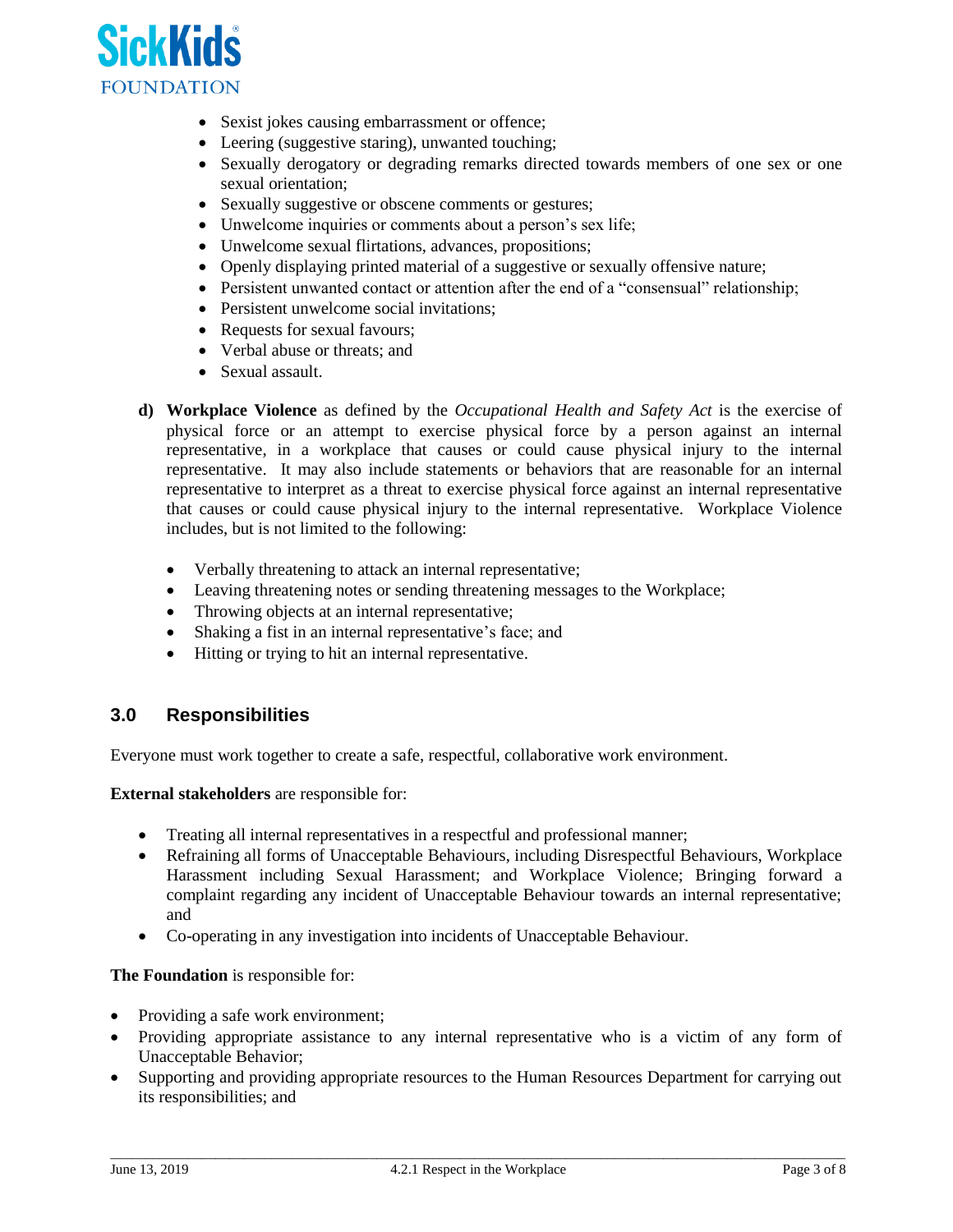- Sexist jokes causing embarrassment or offence;
- Leering (suggestive staring), unwanted touching;
- Sexually derogatory or degrading remarks directed towards members of one sex or one sexual orientation;
- Sexually suggestive or obscene comments or gestures;
- Unwelcome inquiries or comments about a person's sex life;
- Unwelcome sexual flirtations, advances, propositions;
- Openly displaying printed material of a suggestive or sexually offensive nature;
- Persistent unwanted contact or attention after the end of a "consensual" relationship;
- Persistent unwelcome social invitations;
- Requests for sexual favours;
- Verbal abuse or threats; and
- Sexual assault.

**d) Workplace Violence** as defined by the *Occupational Health and Safety Act* is the exercise of physical force or an attempt to exercise physical force by a person against an internal representative, in a workplace that causes or could cause physical injury to the internal representative. It may also include statements or behaviors that are reasonable for an internal representative to interpret as a threat to exercise physical force against an internal representative that causes or could cause physical injury to the internal representative. Workplace Violence includes, but is not limited to the following:

- Verbally threatening to attack an internal representative;
- Leaving threatening notes or sending threatening messages to the Workplace;
- Throwing objects at an internal representative;
- Shaking a fist in an internal representative's face; and
- Hitting or trying to hit an internal representative.

## 3.0 Responsibilities

Everyone must work together to create a safe, respectful, collaborative work environment.

**External stakeholders** are responsible for:

- Treating all internal representatives in a respectful and professional manner;
- Refraining all forms of Unacceptable Behaviours, including Disrespectful Behaviours, Workplace Harassment including Sexual Harassment; and Workplace Violence; Bringing forward a complaint regarding any incident of Unacceptable Behaviour towards an internal representative; and
- Co-operating in any investigation into incidents of Unacceptable Behaviour.

**The Foundation** is responsible for:

- Providing a safe work environment;
- Providing appropriate assistance to any internal representative who is a victim of any form of Unacceptable Behavior;
- Supporting and providing appropriate resources to the Human Resources Department for carrying out its responsibilities; and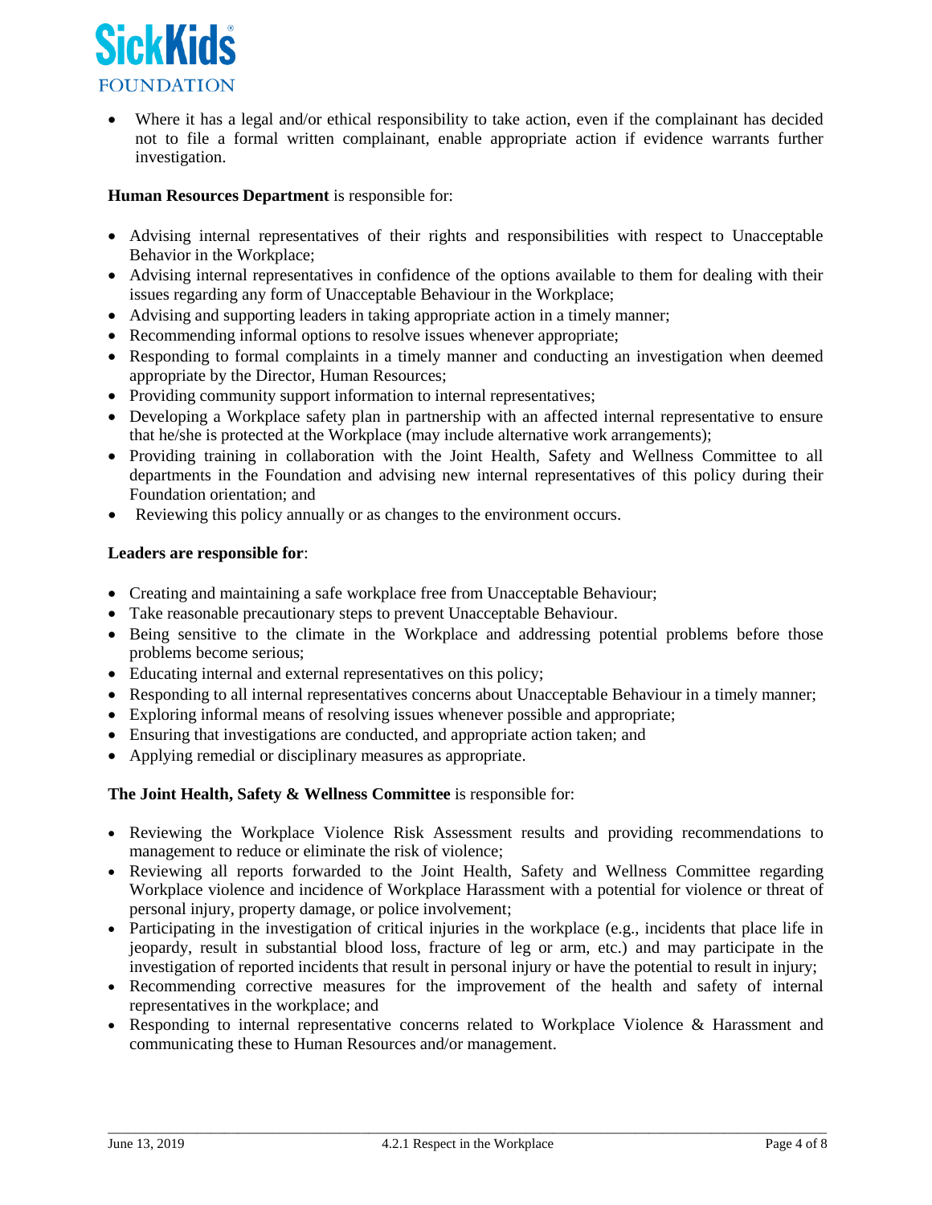- Where it has a legal and/or ethical responsibility to take action, even if the complainant has decided not to file a formal written complainant, enable appropriate action if evidence warrants further investigation.

**Human Resources Department** is responsible for:

- Advising internal representatives of their rights and responsibilities with respect to Unacceptable Behavior in the Workplace;
- Advising internal representatives in confidence of the options available to them for dealing with their issues regarding any form of Unacceptable Behaviour in the Workplace;
- Advising and supporting leaders in taking appropriate action in a timely manner;
- Recommending informal options to resolve issues whenever appropriate;
- Responding to formal complaints in a timely manner and conducting an investigation when deemed appropriate by the Director, Human Resources;
- Providing community support information to internal representatives;
- Developing a Workplace safety plan in partnership with an affected internal representative to ensure that he/she is protected at the Workplace (may include alternative work arrangements);
- Providing training in collaboration with the Joint Health, Safety and Wellness Committee to all departments in the Foundation and advising new internal representatives of this policy during their Foundation orientation; and
- Reviewing this policy annually or as changes to the environment occurs.

**Leaders are responsible for**:

- Creating and maintaining a safe workplace free from Unacceptable Behaviour;
- Take reasonable precautionary steps to prevent Unacceptable Behaviour.
- Being sensitive to the climate in the Workplace and addressing potential problems before those problems become serious;
- Educating internal and external representatives on this policy;
- Responding to all internal representatives concerns about Unacceptable Behaviour in a timely manner;
- Exploring informal means of resolving issues whenever possible and appropriate;
- Ensuring that investigations are conducted, and appropriate action taken; and
- Applying remedial or disciplinary measures as appropriate.

**The Joint Health, Safety & Wellness Committee** is responsible for:

- Reviewing the Workplace Violence Risk Assessment results and providing recommendations to management to reduce or eliminate the risk of violence;
- Reviewing all reports forwarded to the Joint Health, Safety and Wellness Committee regarding Workplace violence and incidence of Workplace Harassment with a potential for violence or threat of personal injury, property damage, or police involvement;
- Participating in the investigation of critical injuries in the workplace (e.g., incidents that place life in jeopardy, result in substantial blood loss, fracture of leg or arm, etc.) and may participate in the investigation of reported incidents that result in personal injury or have the potential to result in injury;
- Recommending corrective measures for the improvement of the health and safety of internal representatives in the workplace; and
- Responding to internal representative concerns related to Workplace Violence & Harassment and communicating these to Human Resources and/or management.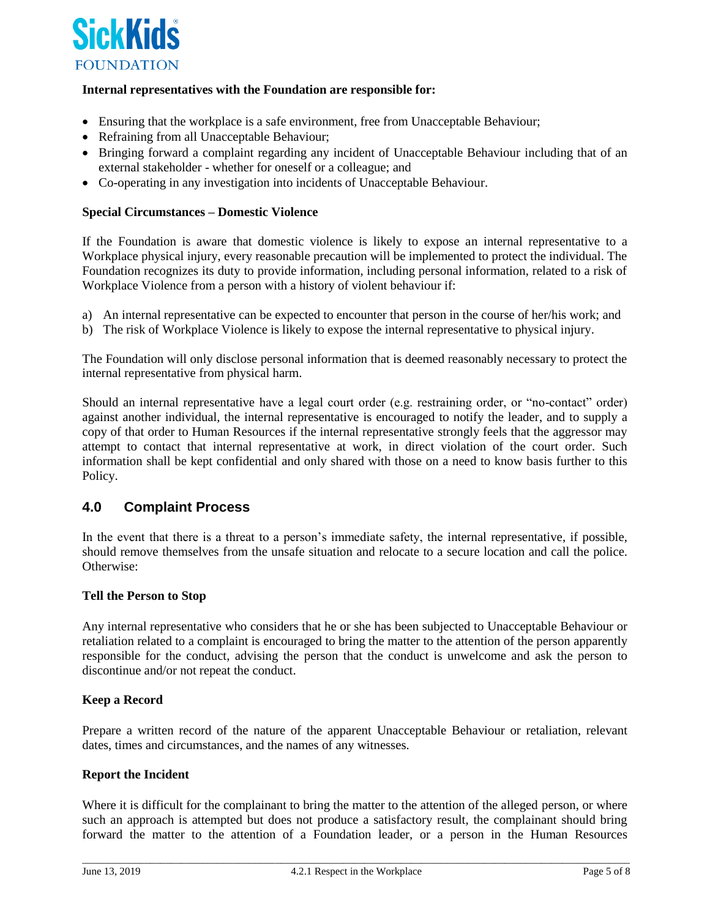**Internal representatives with the Foundation are responsible for:**

- Ensuring that the workplace is a safe environment, free from Unacceptable Behaviour;
- Refraining from all Unacceptable Behaviour;
- Bringing forward a complaint regarding any incident of Unacceptable Behaviour including that of an external stakeholder - whether for oneself or a colleague; and
- Co-operating in any investigation into incidents of Unacceptable Behaviour.

**Special Circumstances – Domestic Violence**

If the Foundation is aware that domestic violence is likely to expose an internal representative to a Workplace physical injury, every reasonable precaution will be implemented to protect the individual. The Foundation recognizes its duty to provide information, including personal information, related to a risk of Workplace Violence from a person with a history of violent behaviour if:

a) An internal representative can be expected to encounter that person in the course of her/his work; and
b) The risk of Workplace Violence is likely to expose the internal representative to physical injury.

The Foundation will only disclose personal information that is deemed reasonably necessary to protect the internal representative from physical harm.

Should an internal representative have a legal court order (e.g. restraining order, or "no-contact" order) against another individual, the internal representative is encouraged to notify the leader, and to supply a copy of that order to Human Resources if the internal representative strongly feels that the aggressor may attempt to contact that internal representative at work, in direct violation of the court order. Such information shall be kept confidential and only shared with those on a need to know basis further to this Policy.

## 4.0 Complaint Process

In the event that there is a threat to a person's immediate safety, the internal representative, if possible, should remove themselves from the unsafe situation and relocate to a secure location and call the police. Otherwise:

**Tell the Person to Stop**

Any internal representative who considers that he or she has been subjected to Unacceptable Behaviour or retaliation related to a complaint is encouraged to bring the matter to the attention of the person apparently responsible for the conduct, advising the person that the conduct is unwelcome and ask the person to discontinue and/or not repeat the conduct.

**Keep a Record**

Prepare a written record of the nature of the apparent Unacceptable Behaviour or retaliation, relevant dates, times and circumstances, and the names of any witnesses.

**Report the Incident**

Where it is difficult for the complainant to bring the matter to the attention of the alleged person, or where such an approach is attempted but does not produce a satisfactory result, the complainant should bring forward the matter to the attention of a Foundation leader, or a person in the Human Resources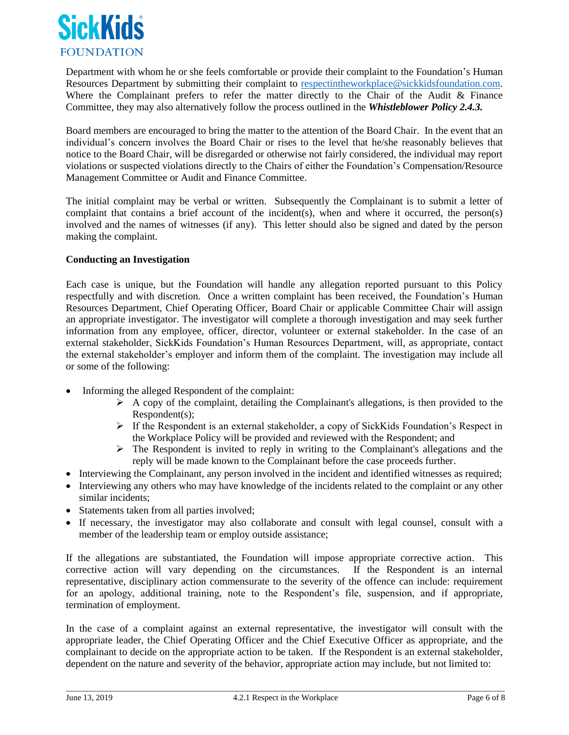Department with whom he or she feels comfortable or provide their complaint to the Foundation's Human Resources Department by submitting their complaint to respectintheworkplace@sickkidsfoundation.com. Where the Complainant prefers to refer the matter directly to the Chair of the Audit & Finance Committee, they may also alternatively follow the process outlined in the ***Whistleblower Policy 2.4.3.***

Board members are encouraged to bring the matter to the attention of the Board Chair. In the event that an individual's concern involves the Board Chair or rises to the level that he/she reasonably believes that notice to the Board Chair, will be disregarded or otherwise not fairly considered, the individual may report violations or suspected violations directly to the Chairs of either the Foundation's Compensation/Resource Management Committee or Audit and Finance Committee.

The initial complaint may be verbal or written. Subsequently the Complainant is to submit a letter of complaint that contains a brief account of the incident(s), when and where it occurred, the person(s) involved and the names of witnesses (if any). This letter should also be signed and dated by the person making the complaint.

**Conducting an Investigation**

Each case is unique, but the Foundation will handle any allegation reported pursuant to this Policy respectfully and with discretion. Once a written complaint has been received, the Foundation's Human Resources Department, Chief Operating Officer, Board Chair or applicable Committee Chair will assign an appropriate investigator. The investigator will complete a thorough investigation and may seek further information from any employee, officer, director, volunteer or external stakeholder. In the case of an external stakeholder, SickKids Foundation's Human Resources Department, will, as appropriate, contact the external stakeholder's employer and inform them of the complaint. The investigation may include all or some of the following:

- Informing the alleged Respondent of the complaint:
  - A copy of the complaint, detailing the Complainant's allegations, is then provided to the Respondent(s);
  - If the Respondent is an external stakeholder, a copy of SickKids Foundation's Respect in the Workplace Policy will be provided and reviewed with the Respondent; and
  - The Respondent is invited to reply in writing to the Complainant's allegations and the reply will be made known to the Complainant before the case proceeds further.
- Interviewing the Complainant, any person involved in the incident and identified witnesses as required;
- Interviewing any others who may have knowledge of the incidents related to the complaint or any other similar incidents;
- Statements taken from all parties involved;
- If necessary, the investigator may also collaborate and consult with legal counsel, consult with a member of the leadership team or employ outside assistance;

If the allegations are substantiated, the Foundation will impose appropriate corrective action. This corrective action will vary depending on the circumstances. If the Respondent is an internal representative, disciplinary action commensurate to the severity of the offence can include: requirement for an apology, additional training, note to the Respondent's file, suspension, and if appropriate, termination of employment.

In the case of a complaint against an external representative, the investigator will consult with the appropriate leader, the Chief Operating Officer and the Chief Executive Officer as appropriate, and the complainant to decide on the appropriate action to be taken. If the Respondent is an external stakeholder, dependent on the nature and severity of the behavior, appropriate action may include, but not limited to: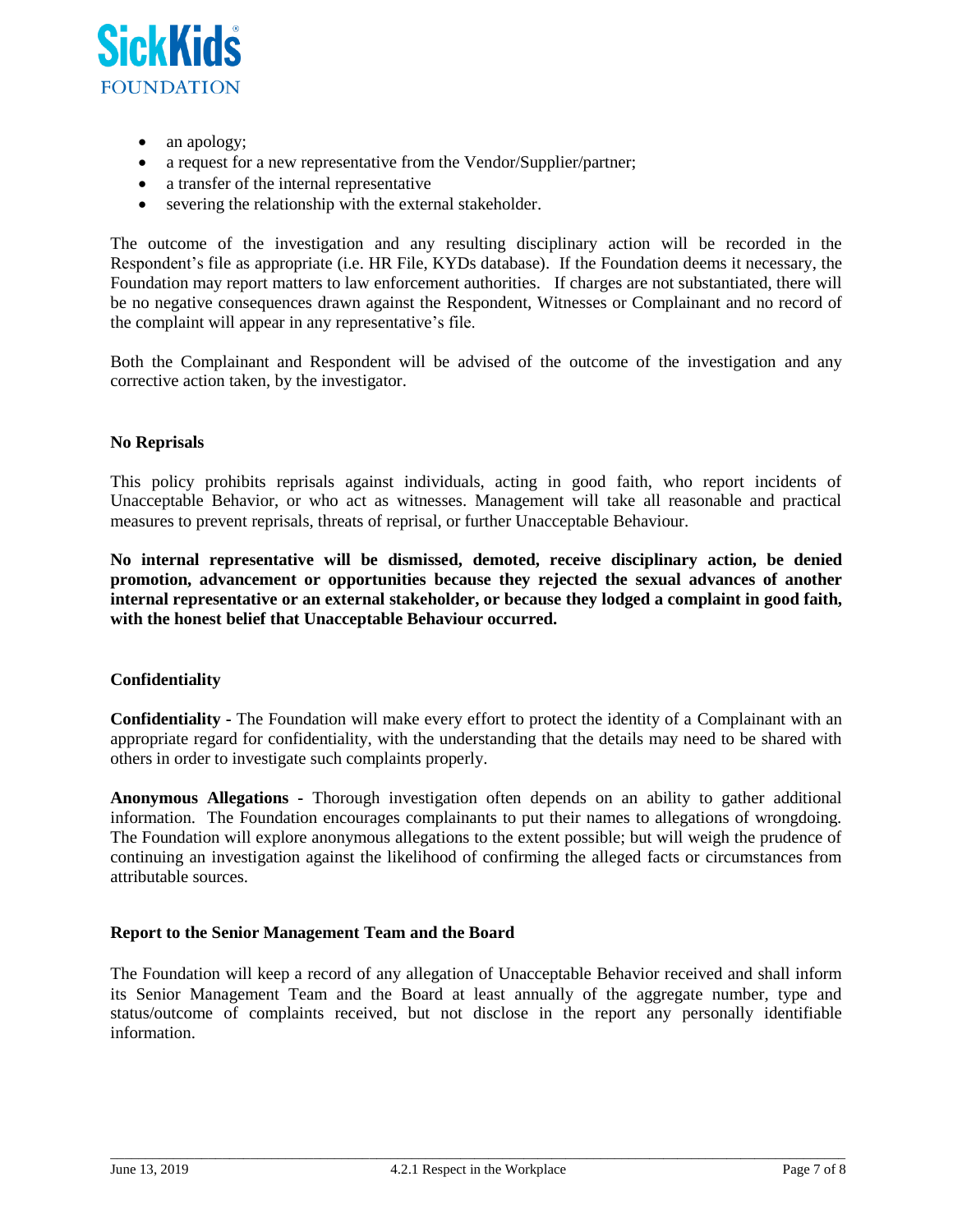- an apology;
- a request for a new representative from the Vendor/Supplier/partner;
- a transfer of the internal representative
- severing the relationship with the external stakeholder.

The outcome of the investigation and any resulting disciplinary action will be recorded in the Respondent's file as appropriate (i.e. HR File, KYDs database). If the Foundation deems it necessary, the Foundation may report matters to law enforcement authorities. If charges are not substantiated, there will be no negative consequences drawn against the Respondent, Witnesses or Complainant and no record of the complaint will appear in any representative's file.

Both the Complainant and Respondent will be advised of the outcome of the investigation and any corrective action taken, by the investigator.

**No Reprisals**

This policy prohibits reprisals against individuals, acting in good faith, who report incidents of Unacceptable Behavior, or who act as witnesses. Management will take all reasonable and practical measures to prevent reprisals, threats of reprisal, or further Unacceptable Behaviour.

**No internal representative will be dismissed, demoted, receive disciplinary action, be denied promotion, advancement or opportunities because they rejected the sexual advances of another internal representative or an external stakeholder, or because they lodged a complaint in good faith, with the honest belief that Unacceptable Behaviour occurred.**

**Confidentiality**

**Confidentiality -** The Foundation will make every effort to protect the identity of a Complainant with an appropriate regard for confidentiality, with the understanding that the details may need to be shared with others in order to investigate such complaints properly.

**Anonymous Allegations -** Thorough investigation often depends on an ability to gather additional information. The Foundation encourages complainants to put their names to allegations of wrongdoing. The Foundation will explore anonymous allegations to the extent possible; but will weigh the prudence of continuing an investigation against the likelihood of confirming the alleged facts or circumstances from attributable sources.

**Report to the Senior Management Team and the Board**

The Foundation will keep a record of any allegation of Unacceptable Behavior received and shall inform its Senior Management Team and the Board at least annually of the aggregate number, type and status/outcome of complaints received, but not disclose in the report any personally identifiable information.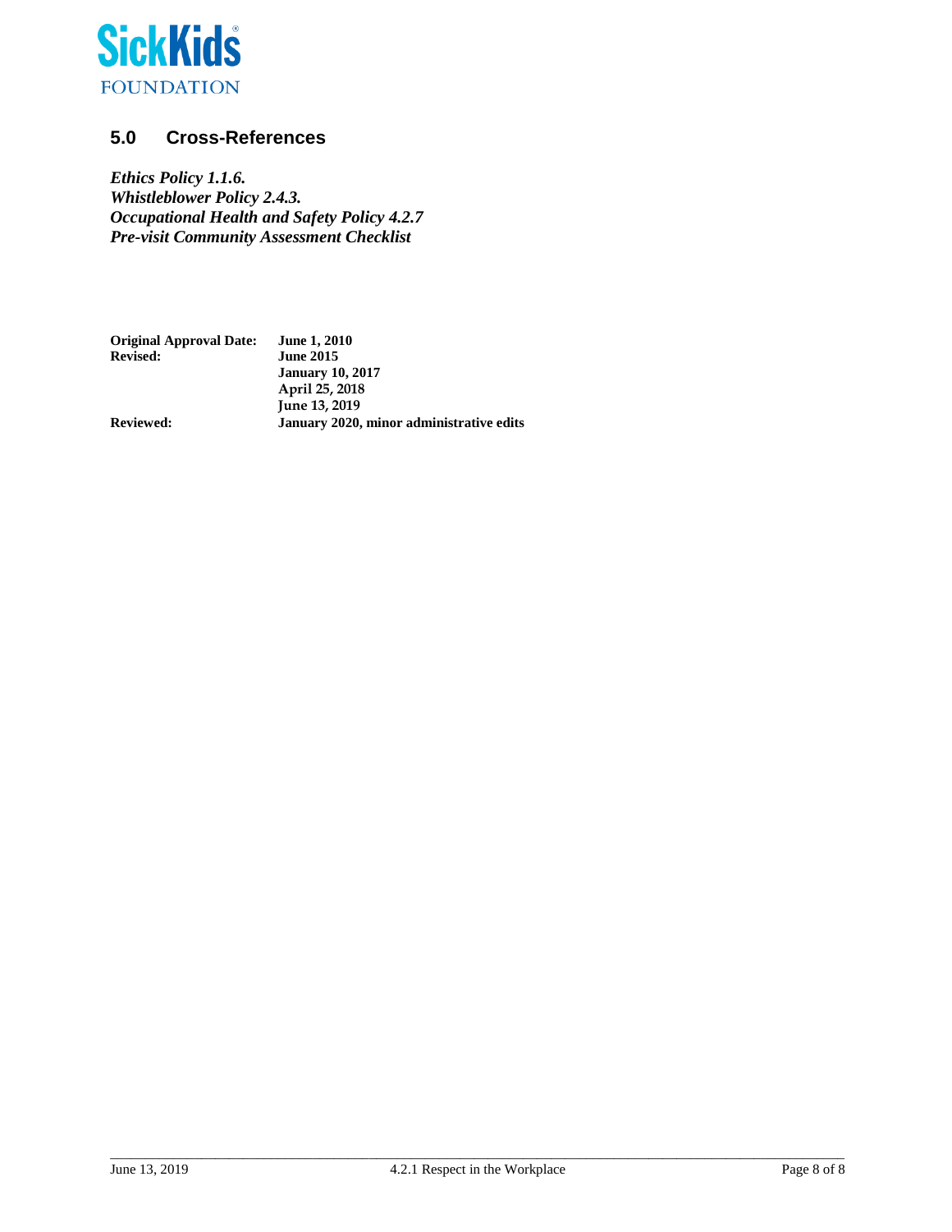## 5.0 Cross-References

***Ethics Policy 1.1.6.***
***Whistleblower Policy 2.4.3.***
***Occupational Health and Safety Policy 4.2.7***
***Pre-visit Community Assessment Checklist***

| | |
|---|---|
| **Original Approval Date:** | **June 1, 2010** |
| **Revised:** | **June 2015** |
| | **January 10, 2017** |
| | **April 25, 2018** |
| | **June 13, 2019** |
| **Reviewed:** | **January 2020, minor administrative edits** |